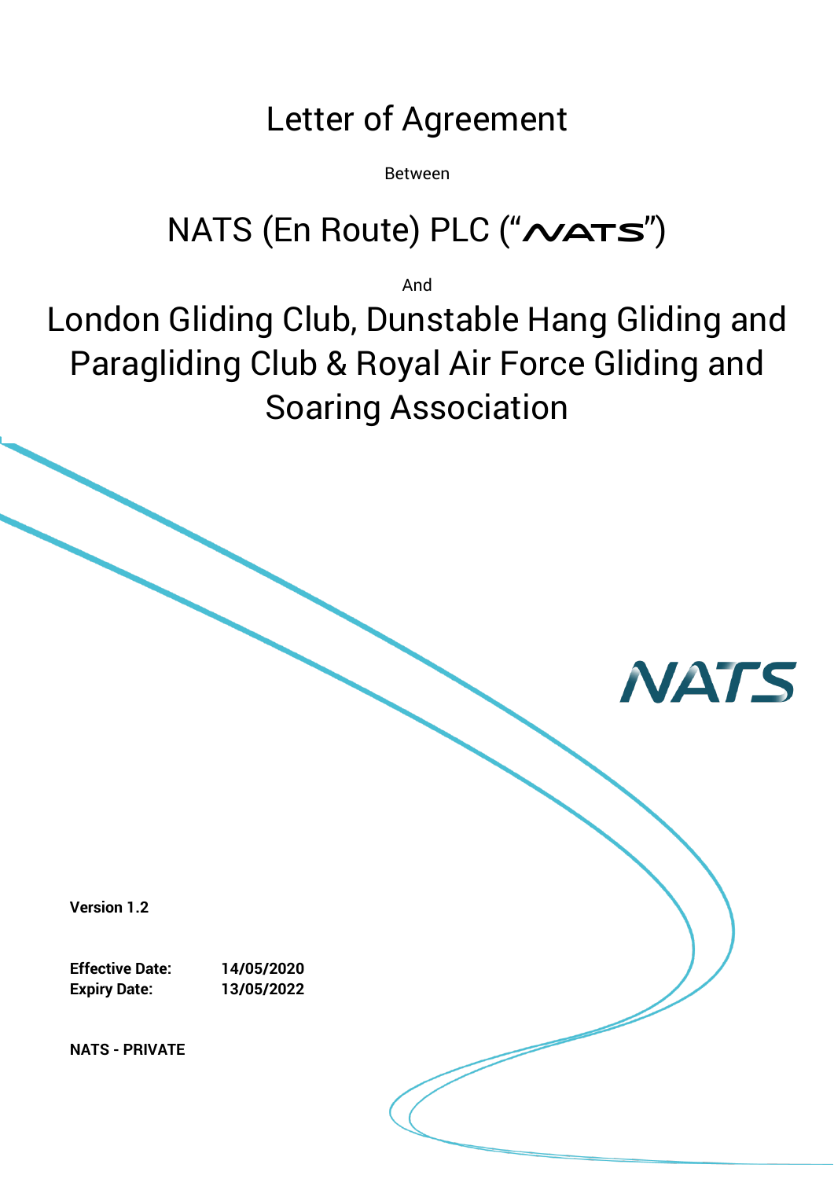# Letter of Agreement

Between

# NATS (En Route) PLC ("NATS")

And

# London Gliding Club, Dunstable Hang Gliding and Paragliding Club & Royal Air Force Gliding and Soaring Association

**Version 1.2**

**Effective Date:** **14/05/2020**
**Expiry Date:** **13/05/2022**

**NATS - PRIVATE**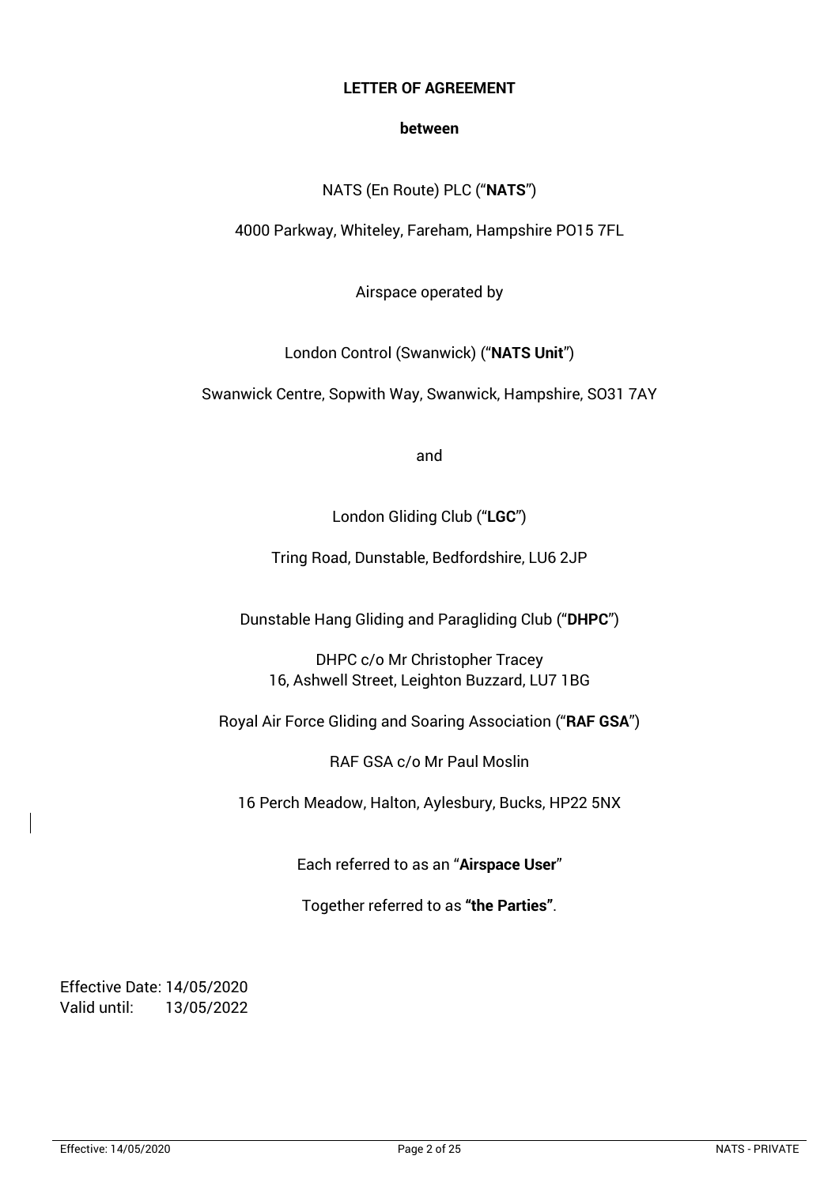**LETTER OF AGREEMENT**

**between**

NATS (En Route) PLC ("**NATS**")

4000 Parkway, Whiteley, Fareham, Hampshire PO15 7FL

Airspace operated by

London Control (Swanwick) ("**NATS Unit**")

Swanwick Centre, Sopwith Way, Swanwick, Hampshire, SO31 7AY

and

London Gliding Club ("**LGC**")

Tring Road, Dunstable, Bedfordshire, LU6 2JP

Dunstable Hang Gliding and Paragliding Club ("**DHPC**")

DHPC c/o Mr Christopher Tracey
16, Ashwell Street, Leighton Buzzard, LU7 1BG

Royal Air Force Gliding and Soaring Association ("**RAF GSA**")

RAF GSA c/o Mr Paul Moslin

16 Perch Meadow, Halton, Aylesbury, Bucks, HP22 5NX

Each referred to as an "**Airspace User**"

Together referred to as **"the Parties"**.

Effective Date: 14/05/2020
Valid until: 13/05/2022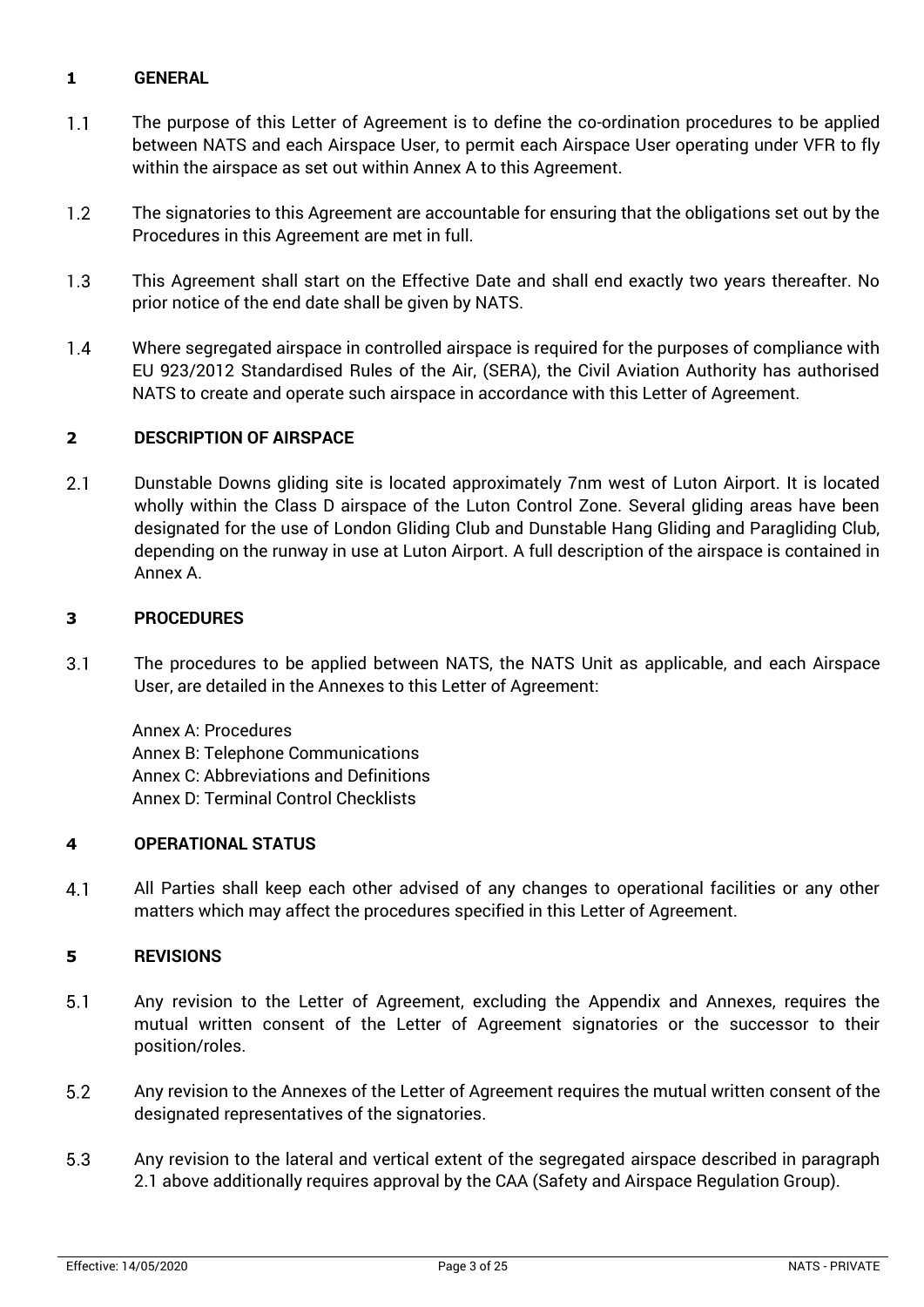## 1 GENERAL

1.1 The purpose of this Letter of Agreement is to define the co-ordination procedures to be applied between NATS and each Airspace User, to permit each Airspace User operating under VFR to fly within the airspace as set out within Annex A to this Agreement.

1.2 The signatories to this Agreement are accountable for ensuring that the obligations set out by the Procedures in this Agreement are met in full.

1.3 This Agreement shall start on the Effective Date and shall end exactly two years thereafter. No prior notice of the end date shall be given by NATS.

1.4 Where segregated airspace in controlled airspace is required for the purposes of compliance with EU 923/2012 Standardised Rules of the Air, (SERA), the Civil Aviation Authority has authorised NATS to create and operate such airspace in accordance with this Letter of Agreement.

## 2 DESCRIPTION OF AIRSPACE

2.1 Dunstable Downs gliding site is located approximately 7nm west of Luton Airport. It is located wholly within the Class D airspace of the Luton Control Zone. Several gliding areas have been designated for the use of London Gliding Club and Dunstable Hang Gliding and Paragliding Club, depending on the runway in use at Luton Airport. A full description of the airspace is contained in Annex A.

## 3 PROCEDURES

3.1 The procedures to be applied between NATS, the NATS Unit as applicable, and each Airspace User, are detailed in the Annexes to this Letter of Agreement:

Annex A: Procedures
Annex B: Telephone Communications
Annex C: Abbreviations and Definitions
Annex D: Terminal Control Checklists

## 4 OPERATIONAL STATUS

4.1 All Parties shall keep each other advised of any changes to operational facilities or any other matters which may affect the procedures specified in this Letter of Agreement.

## 5 REVISIONS

5.1 Any revision to the Letter of Agreement, excluding the Appendix and Annexes, requires the mutual written consent of the Letter of Agreement signatories or the successor to their position/roles.

5.2 Any revision to the Annexes of the Letter of Agreement requires the mutual written consent of the designated representatives of the signatories.

5.3 Any revision to the lateral and vertical extent of the segregated airspace described in paragraph 2.1 above additionally requires approval by the CAA (Safety and Airspace Regulation Group).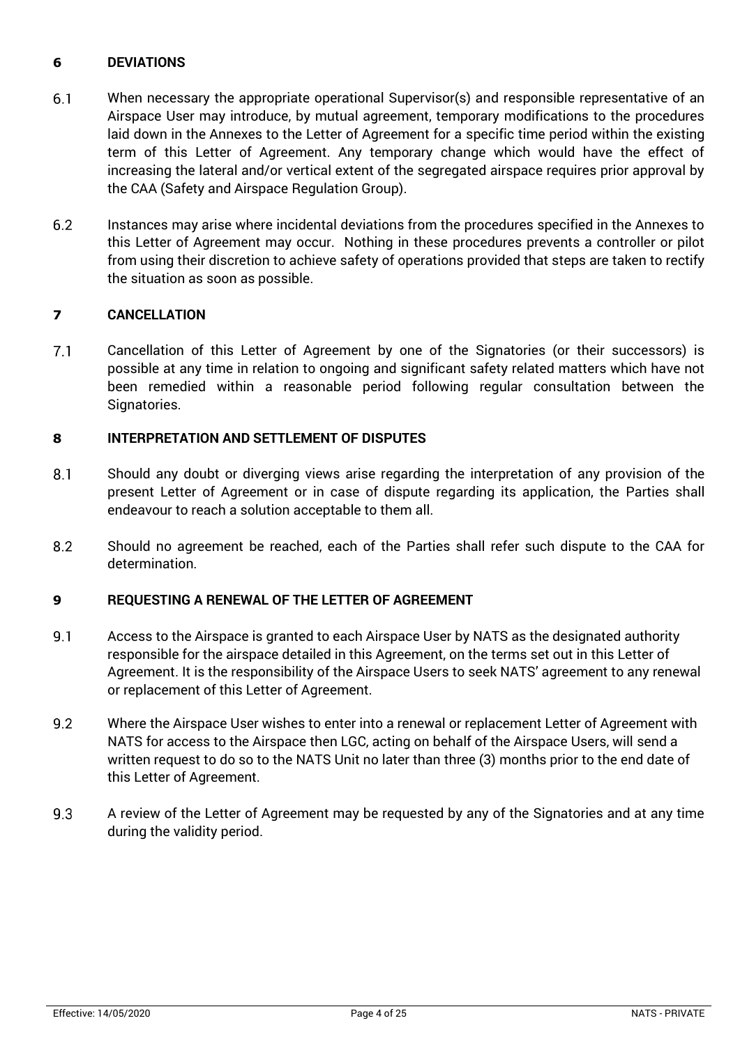## 6 DEVIATIONS

6.1 When necessary the appropriate operational Supervisor(s) and responsible representative of an Airspace User may introduce, by mutual agreement, temporary modifications to the procedures laid down in the Annexes to the Letter of Agreement for a specific time period within the existing term of this Letter of Agreement. Any temporary change which would have the effect of increasing the lateral and/or vertical extent of the segregated airspace requires prior approval by the CAA (Safety and Airspace Regulation Group).

6.2 Instances may arise where incidental deviations from the procedures specified in the Annexes to this Letter of Agreement may occur. Nothing in these procedures prevents a controller or pilot from using their discretion to achieve safety of operations provided that steps are taken to rectify the situation as soon as possible.

## 7 CANCELLATION

7.1 Cancellation of this Letter of Agreement by one of the Signatories (or their successors) is possible at any time in relation to ongoing and significant safety related matters which have not been remedied within a reasonable period following regular consultation between the Signatories.

## 8 INTERPRETATION AND SETTLEMENT OF DISPUTES

8.1 Should any doubt or diverging views arise regarding the interpretation of any provision of the present Letter of Agreement or in case of dispute regarding its application, the Parties shall endeavour to reach a solution acceptable to them all.

8.2 Should no agreement be reached, each of the Parties shall refer such dispute to the CAA for determination.

## 9 REQUESTING A RENEWAL OF THE LETTER OF AGREEMENT

9.1 Access to the Airspace is granted to each Airspace User by NATS as the designated authority responsible for the airspace detailed in this Agreement, on the terms set out in this Letter of Agreement. It is the responsibility of the Airspace Users to seek NATS' agreement to any renewal or replacement of this Letter of Agreement.

9.2 Where the Airspace User wishes to enter into a renewal or replacement Letter of Agreement with NATS for access to the Airspace then LGC, acting on behalf of the Airspace Users, will send a written request to do so to the NATS Unit no later than three (3) months prior to the end date of this Letter of Agreement.

9.3 A review of the Letter of Agreement may be requested by any of the Signatories and at any time during the validity period.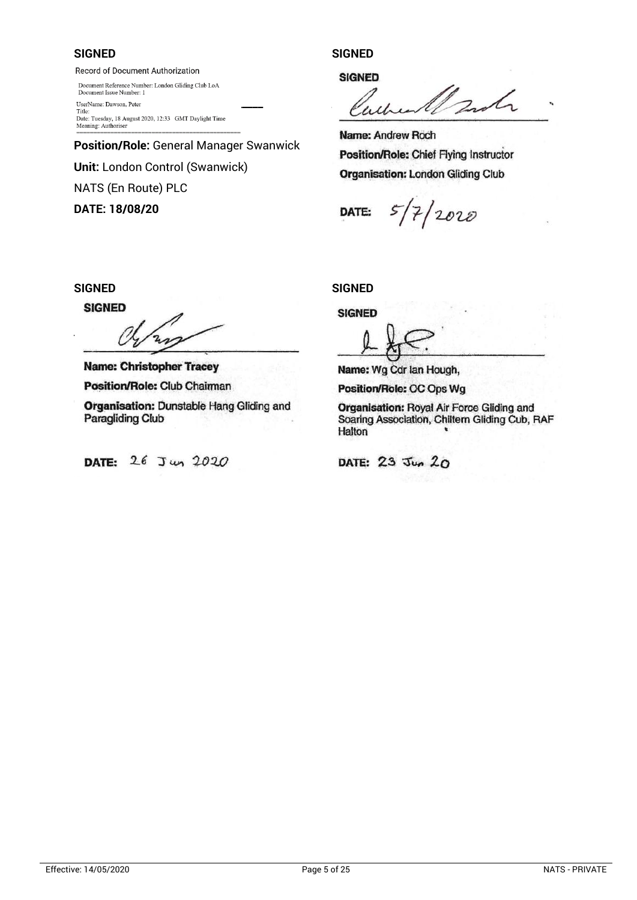**SIGNED**

Record of Document Authorization

Document Reference Number: London Gliding Club LoA
Document Issue Number: 1

UserName: Dawson, Peter
Title:
Date: Tuesday, 18 August 2020, 12:33 GMT Daylight Time
Meaning: Authoriser

**Position/Role:** General Manager Swanwick

**Unit:** London Control (Swanwick)

NATS (En Route) PLC

**DATE: 18/08/20**

**SIGNED**

**SIGNED**

**Name:** Andrew Roch

**Position/Role:** Chief Flying Instructor

**Organisation:** London Gliding Club

**DATE:** 5/7/2020

**SIGNED**

**SIGNED**

**Name: Christopher Tracey**

**Position/Role:** Club Chairman

**Organisation:** Dunstable Hang Gliding and Paragliding Club

**DATE:** 26 Jun 2020

**SIGNED**

**SIGNED**

**Name:** Wg Cdr Ian Hough,

**Position/Role:** OC Ops Wg

**Organisation:** Royal Air Force Gliding and Soaring Association, Chiltern Gliding Cub, RAF Halton

**DATE:** 23 Jun 20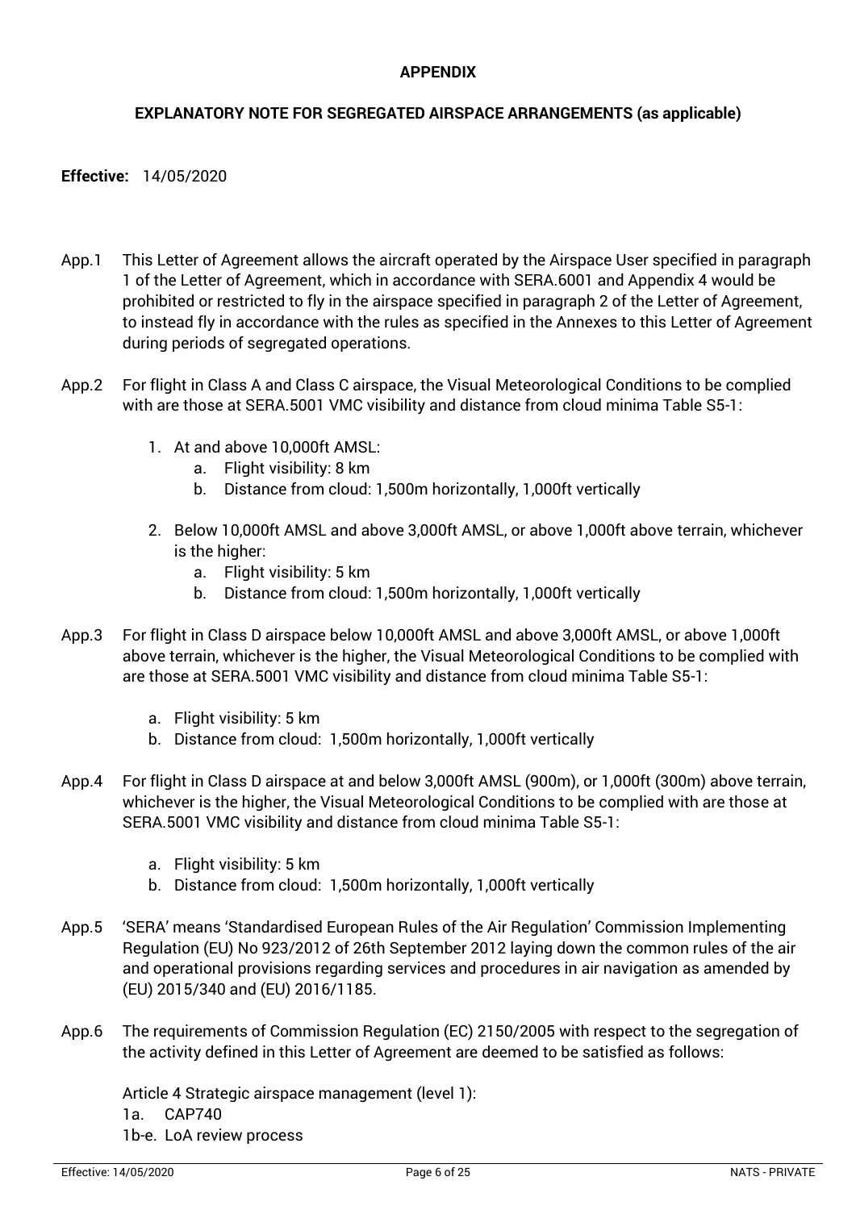# APPENDIX

## EXPLANATORY NOTE FOR SEGREGATED AIRSPACE ARRANGEMENTS (as applicable)

**Effective:** 14/05/2020

App.1 This Letter of Agreement allows the aircraft operated by the Airspace User specified in paragraph 1 of the Letter of Agreement, which in accordance with SERA.6001 and Appendix 4 would be prohibited or restricted to fly in the airspace specified in paragraph 2 of the Letter of Agreement, to instead fly in accordance with the rules as specified in the Annexes to this Letter of Agreement during periods of segregated operations.

App.2 For flight in Class A and Class C airspace, the Visual Meteorological Conditions to be complied with are those at SERA.5001 VMC visibility and distance from cloud minima Table S5-1:

1. At and above 10,000ft AMSL:
   a. Flight visibility: 8 km
   b. Distance from cloud: 1,500m horizontally, 1,000ft vertically
2. Below 10,000ft AMSL and above 3,000ft AMSL, or above 1,000ft above terrain, whichever is the higher:
   a. Flight visibility: 5 km
   b. Distance from cloud: 1,500m horizontally, 1,000ft vertically

App.3 For flight in Class D airspace below 10,000ft AMSL and above 3,000ft AMSL, or above 1,000ft above terrain, whichever is the higher, the Visual Meteorological Conditions to be complied with are those at SERA.5001 VMC visibility and distance from cloud minima Table S5-1:

a. Flight visibility: 5 km
b. Distance from cloud: 1,500m horizontally, 1,000ft vertically

App.4 For flight in Class D airspace at and below 3,000ft AMSL (900m), or 1,000ft (300m) above terrain, whichever is the higher, the Visual Meteorological Conditions to be complied with are those at SERA.5001 VMC visibility and distance from cloud minima Table S5-1:

a. Flight visibility: 5 km
b. Distance from cloud: 1,500m horizontally, 1,000ft vertically

App.5 'SERA' means 'Standardised European Rules of the Air Regulation' Commission Implementing Regulation (EU) No 923/2012 of 26th September 2012 laying down the common rules of the air and operational provisions regarding services and procedures in air navigation as amended by (EU) 2015/340 and (EU) 2016/1185.

App.6 The requirements of Commission Regulation (EC) 2150/2005 with respect to the segregation of the activity defined in this Letter of Agreement are deemed to be satisfied as follows:

Article 4 Strategic airspace management (level 1):
1a. CAP740
1b-e. LoA review process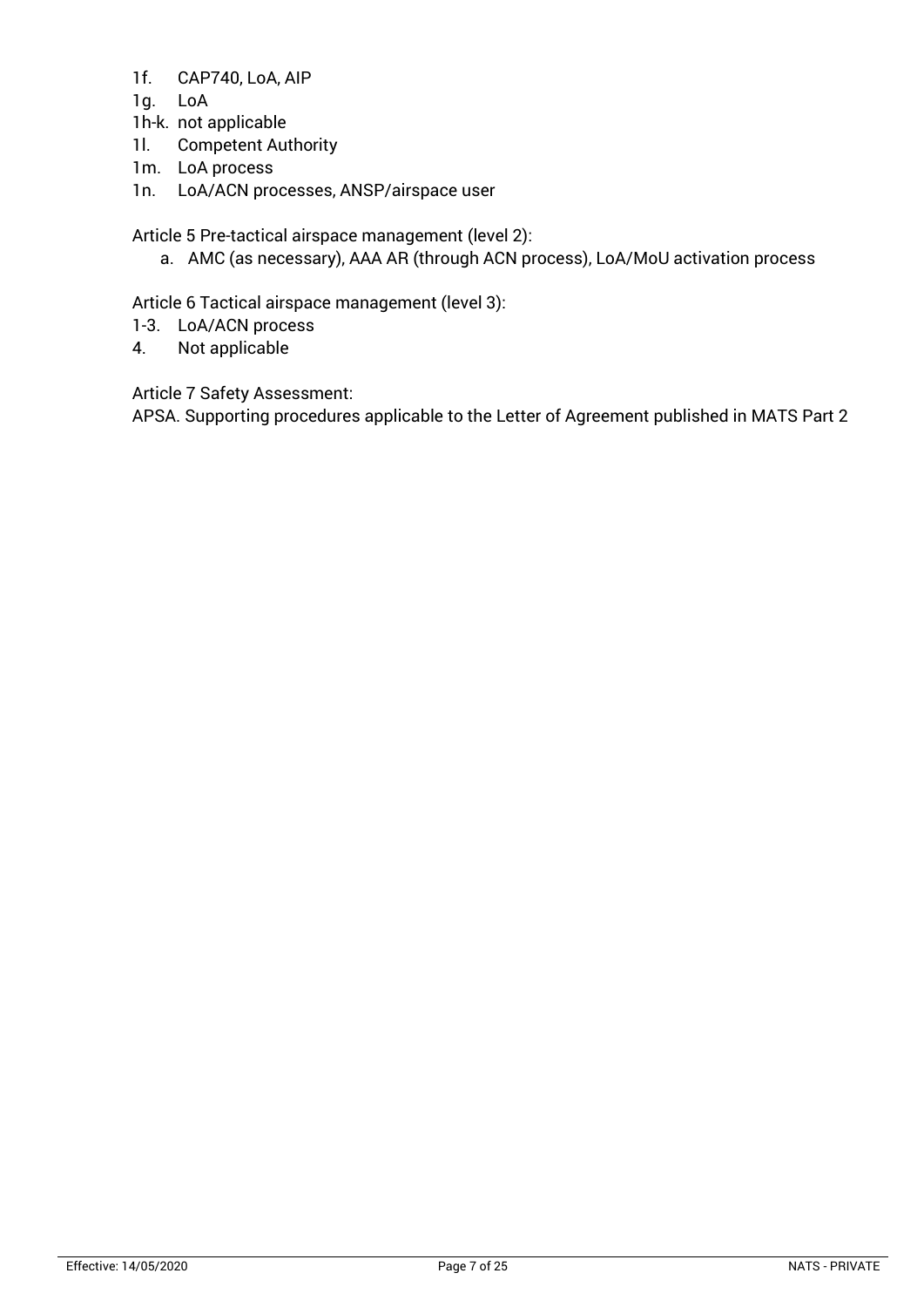1f. CAP740, LoA, AIP
1g. LoA
1h-k. not applicable
1l. Competent Authority
1m. LoA process
1n. LoA/ACN processes, ANSP/airspace user

Article 5 Pre-tactical airspace management (level 2):

a. AMC (as necessary), AAA AR (through ACN process), LoA/MoU activation process

Article 6 Tactical airspace management (level 3):

1-3. LoA/ACN process
4. Not applicable

Article 7 Safety Assessment:

APSA. Supporting procedures applicable to the Letter of Agreement published in MATS Part 2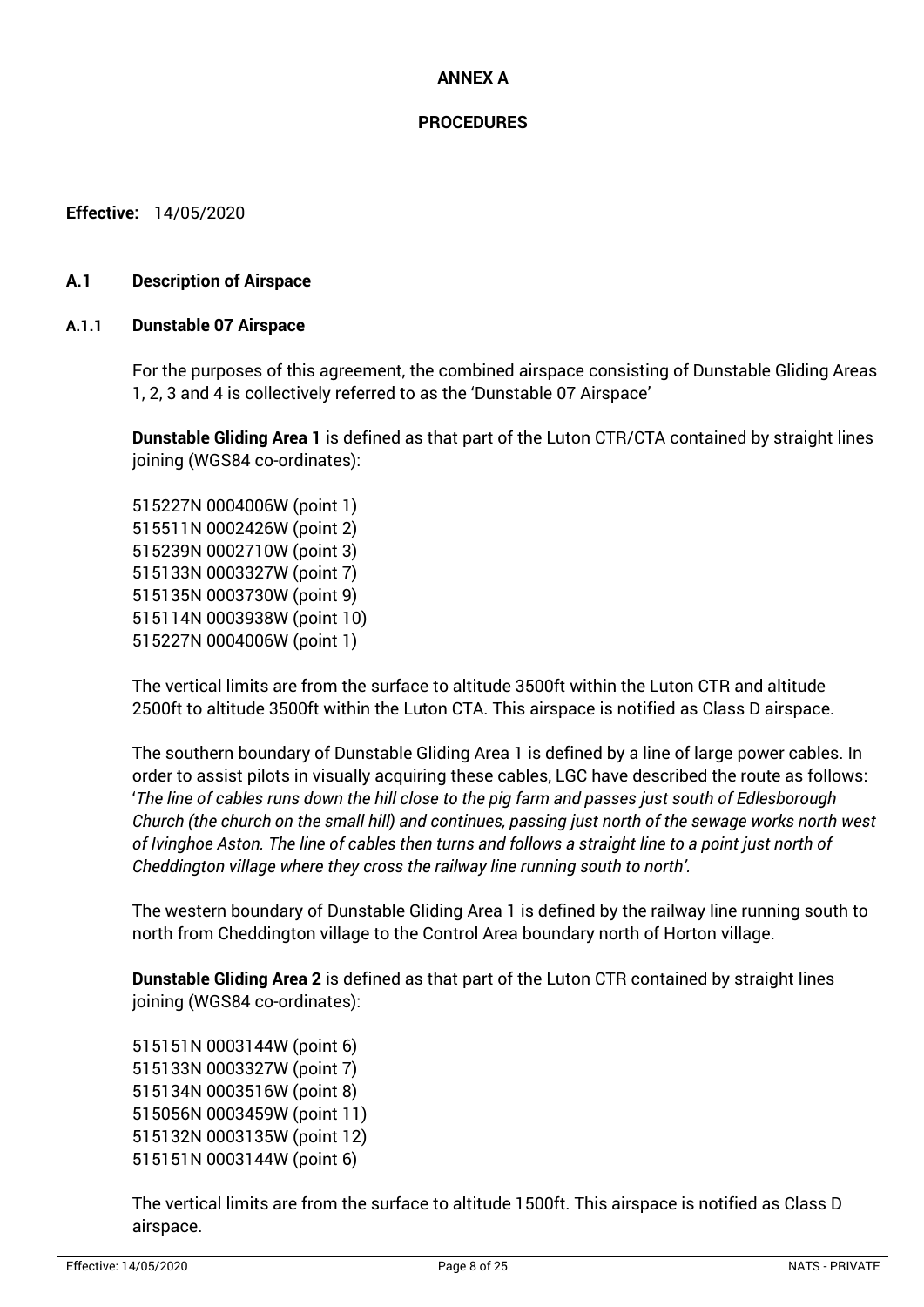# ANNEX A

## PROCEDURES

**Effective:** 14/05/2020

### A.1 Description of Airspace

#### A.1.1 Dunstable 07 Airspace

For the purposes of this agreement, the combined airspace consisting of Dunstable Gliding Areas 1, 2, 3 and 4 is collectively referred to as the 'Dunstable 07 Airspace'

**Dunstable Gliding Area 1** is defined as that part of the Luton CTR/CTA contained by straight lines joining (WGS84 co-ordinates):

515227N 0004006W (point 1)
515511N 0002426W (point 2)
515239N 0002710W (point 3)
515133N 0003327W (point 7)
515135N 0003730W (point 9)
515114N 0003938W (point 10)
515227N 0004006W (point 1)

The vertical limits are from the surface to altitude 3500ft within the Luton CTR and altitude 2500ft to altitude 3500ft within the Luton CTA. This airspace is notified as Class D airspace.

The southern boundary of Dunstable Gliding Area 1 is defined by a line of large power cables. In order to assist pilots in visually acquiring these cables, LGC have described the route as follows: '*The line of cables runs down the hill close to the pig farm and passes just south of Edlesborough Church (the church on the small hill) and continues, passing just north of the sewage works north west of Ivinghoe Aston. The line of cables then turns and follows a straight line to a point just north of Cheddington village where they cross the railway line running south to north'.*

The western boundary of Dunstable Gliding Area 1 is defined by the railway line running south to north from Cheddington village to the Control Area boundary north of Horton village.

**Dunstable Gliding Area 2** is defined as that part of the Luton CTR contained by straight lines joining (WGS84 co-ordinates):

515151N 0003144W (point 6)
515133N 0003327W (point 7)
515134N 0003516W (point 8)
515056N 0003459W (point 11)
515132N 0003135W (point 12)
515151N 0003144W (point 6)

The vertical limits are from the surface to altitude 1500ft. This airspace is notified as Class D airspace.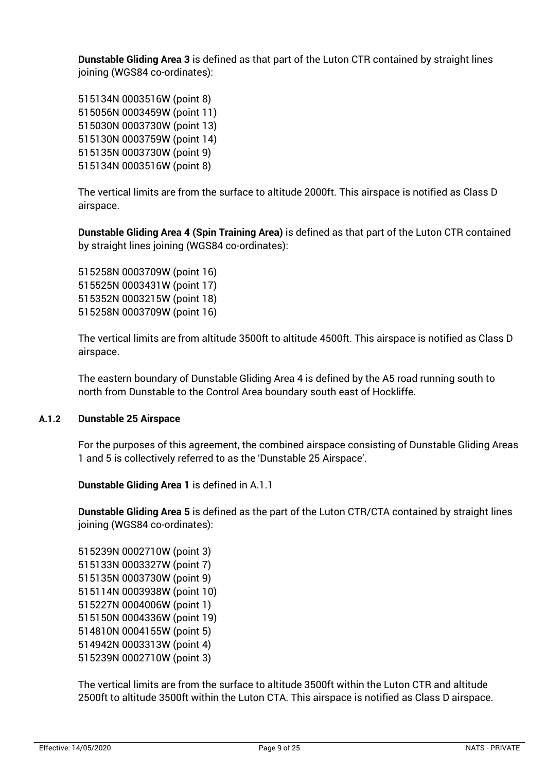**Dunstable Gliding Area 3** is defined as that part of the Luton CTR contained by straight lines joining (WGS84 co-ordinates):

515134N 0003516W (point 8)
515056N 0003459W (point 11)
515030N 0003730W (point 13)
515130N 0003759W (point 14)
515135N 0003730W (point 9)
515134N 0003516W (point 8)

The vertical limits are from the surface to altitude 2000ft. This airspace is notified as Class D airspace.

**Dunstable Gliding Area 4 (Spin Training Area)** is defined as that part of the Luton CTR contained by straight lines joining (WGS84 co-ordinates):

515258N 0003709W (point 16)
515525N 0003431W (point 17)
515352N 0003215W (point 18)
515258N 0003709W (point 16)

The vertical limits are from altitude 3500ft to altitude 4500ft. This airspace is notified as Class D airspace.

The eastern boundary of Dunstable Gliding Area 4 is defined by the A5 road running south to north from Dunstable to the Control Area boundary south east of Hockliffe.

### A.1.2 Dunstable 25 Airspace

For the purposes of this agreement, the combined airspace consisting of Dunstable Gliding Areas 1 and 5 is collectively referred to as the 'Dunstable 25 Airspace'.

**Dunstable Gliding Area 1** is defined in A.1.1

**Dunstable Gliding Area 5** is defined as the part of the Luton CTR/CTA contained by straight lines joining (WGS84 co-ordinates):

515239N 0002710W (point 3)
515133N 0003327W (point 7)
515135N 0003730W (point 9)
515114N 0003938W (point 10)
515227N 0004006W (point 1)
515150N 0004336W (point 19)
514810N 0004155W (point 5)
514942N 0003313W (point 4)
515239N 0002710W (point 3)

The vertical limits are from the surface to altitude 3500ft within the Luton CTR and altitude 2500ft to altitude 3500ft within the Luton CTA. This airspace is notified as Class D airspace.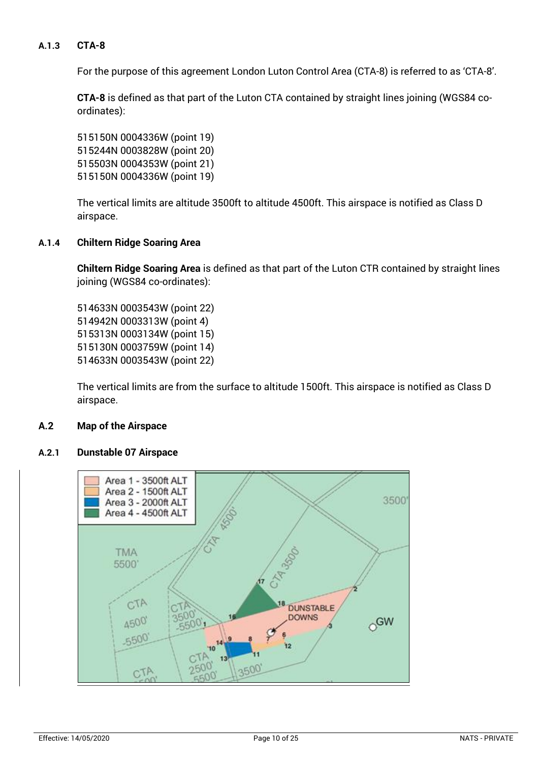#### A.1.3 CTA-8

For the purpose of this agreement London Luton Control Area (CTA-8) is referred to as 'CTA-8'.

**CTA-8** is defined as that part of the Luton CTA contained by straight lines joining (WGS84 co-ordinates):

515150N 0004336W (point 19)
515244N 0003828W (point 20)
515503N 0004353W (point 21)
515150N 0004336W (point 19)

The vertical limits are altitude 3500ft to altitude 4500ft. This airspace is notified as Class D airspace.

#### A.1.4 Chiltern Ridge Soaring Area

**Chiltern Ridge Soaring Area** is defined as that part of the Luton CTR contained by straight lines joining (WGS84 co-ordinates):

514633N 0003543W (point 22)
514942N 0003313W (point 4)
515313N 0003134W (point 15)
515130N 0003759W (point 14)
514633N 0003543W (point 22)

The vertical limits are from the surface to altitude 1500ft. This airspace is notified as Class D airspace.

### A.2 Map of the Airspace

#### A.2.1 Dunstable 07 Airspace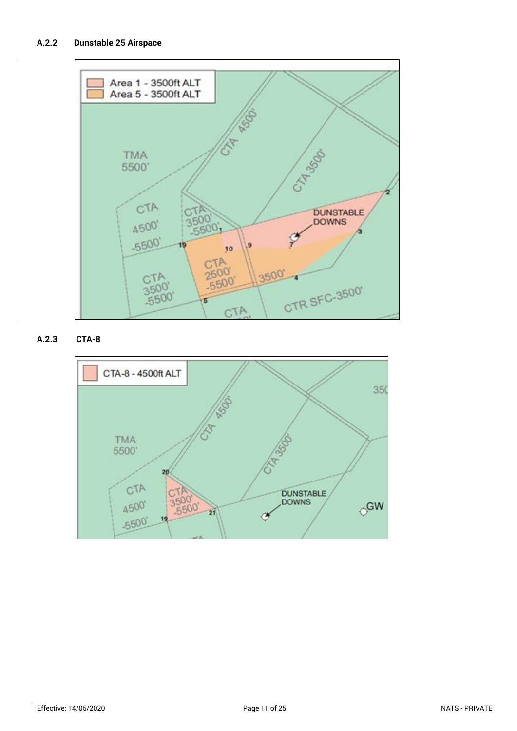### A.2.2 Dunstable 25 Airspace

### A.2.3 CTA-8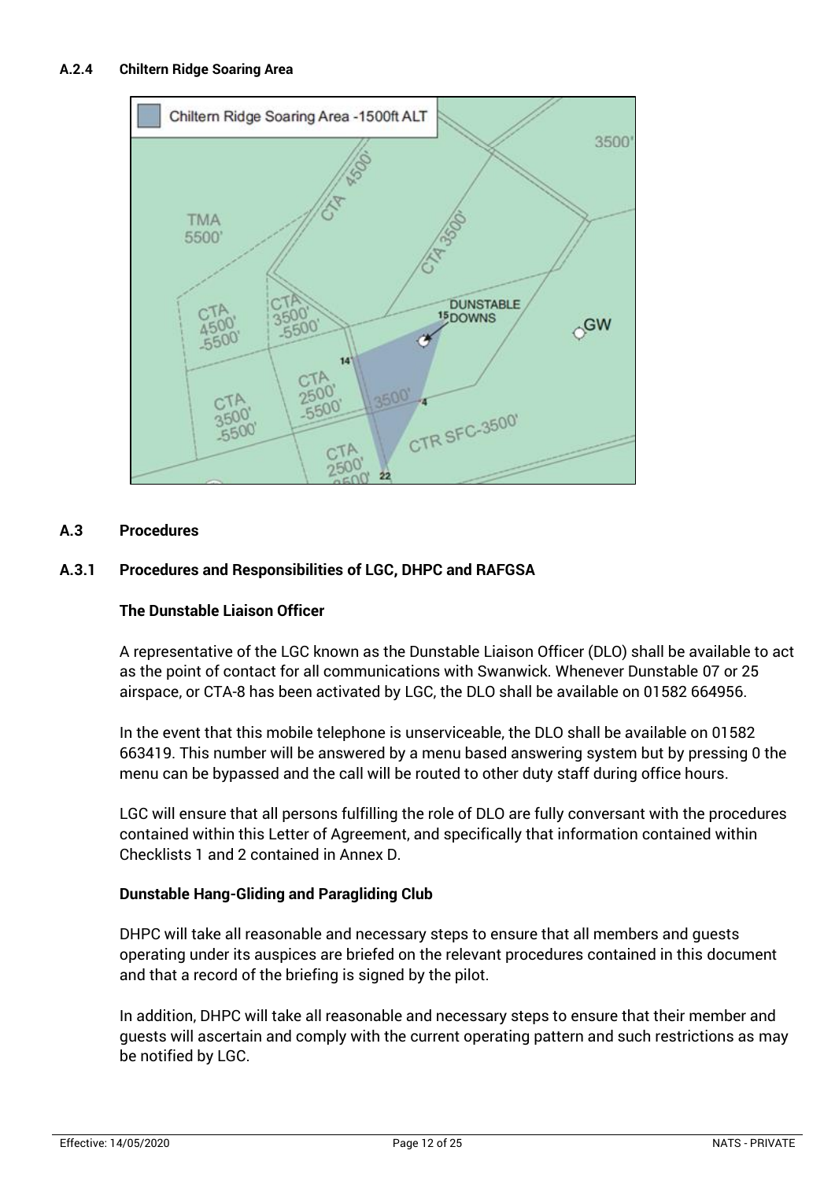### A.2.4 Chiltern Ridge Soaring Area

### A.3 Procedures

### A.3.1 Procedures and Responsibilities of LGC, DHPC and RAFGSA

**The Dunstable Liaison Officer**

A representative of the LGC known as the Dunstable Liaison Officer (DLO) shall be available to act as the point of contact for all communications with Swanwick. Whenever Dunstable 07 or 25 airspace, or CTA-8 has been activated by LGC, the DLO shall be available on 01582 664956.

In the event that this mobile telephone is unserviceable, the DLO shall be available on 01582 663419. This number will be answered by a menu based answering system but by pressing 0 the menu can be bypassed and the call will be routed to other duty staff during office hours.

LGC will ensure that all persons fulfilling the role of DLO are fully conversant with the procedures contained within this Letter of Agreement, and specifically that information contained within Checklists 1 and 2 contained in Annex D.

**Dunstable Hang-Gliding and Paragliding Club**

DHPC will take all reasonable and necessary steps to ensure that all members and guests operating under its auspices are briefed on the relevant procedures contained in this document and that a record of the briefing is signed by the pilot.

In addition, DHPC will take all reasonable and necessary steps to ensure that their member and guests will ascertain and comply with the current operating pattern and such restrictions as may be notified by LGC.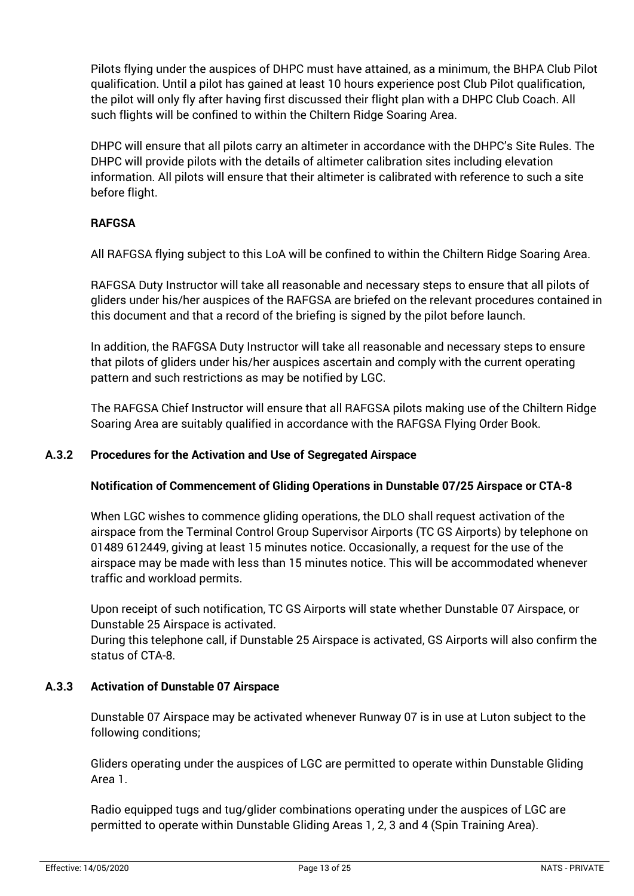Pilots flying under the auspices of DHPC must have attained, as a minimum, the BHPA Club Pilot qualification. Until a pilot has gained at least 10 hours experience post Club Pilot qualification, the pilot will only fly after having first discussed their flight plan with a DHPC Club Coach. All such flights will be confined to within the Chiltern Ridge Soaring Area.

DHPC will ensure that all pilots carry an altimeter in accordance with the DHPC's Site Rules. The DHPC will provide pilots with the details of altimeter calibration sites including elevation information. All pilots will ensure that their altimeter is calibrated with reference to such a site before flight.

**RAFGSA**

All RAFGSA flying subject to this LoA will be confined to within the Chiltern Ridge Soaring Area.

RAFGSA Duty Instructor will take all reasonable and necessary steps to ensure that all pilots of gliders under his/her auspices of the RAFGSA are briefed on the relevant procedures contained in this document and that a record of the briefing is signed by the pilot before launch.

In addition, the RAFGSA Duty Instructor will take all reasonable and necessary steps to ensure that pilots of gliders under his/her auspices ascertain and comply with the current operating pattern and such restrictions as may be notified by LGC.

The RAFGSA Chief Instructor will ensure that all RAFGSA pilots making use of the Chiltern Ridge Soaring Area are suitably qualified in accordance with the RAFGSA Flying Order Book.

### A.3.2 Procedures for the Activation and Use of Segregated Airspace

**Notification of Commencement of Gliding Operations in Dunstable 07/25 Airspace or CTA-8**

When LGC wishes to commence gliding operations, the DLO shall request activation of the airspace from the Terminal Control Group Supervisor Airports (TC GS Airports) by telephone on 01489 612449, giving at least 15 minutes notice. Occasionally, a request for the use of the airspace may be made with less than 15 minutes notice. This will be accommodated whenever traffic and workload permits.

Upon receipt of such notification, TC GS Airports will state whether Dunstable 07 Airspace, or Dunstable 25 Airspace is activated.
During this telephone call, if Dunstable 25 Airspace is activated, GS Airports will also confirm the status of CTA-8.

### A.3.3 Activation of Dunstable 07 Airspace

Dunstable 07 Airspace may be activated whenever Runway 07 is in use at Luton subject to the following conditions;

Gliders operating under the auspices of LGC are permitted to operate within Dunstable Gliding Area 1.

Radio equipped tugs and tug/glider combinations operating under the auspices of LGC are permitted to operate within Dunstable Gliding Areas 1, 2, 3 and 4 (Spin Training Area).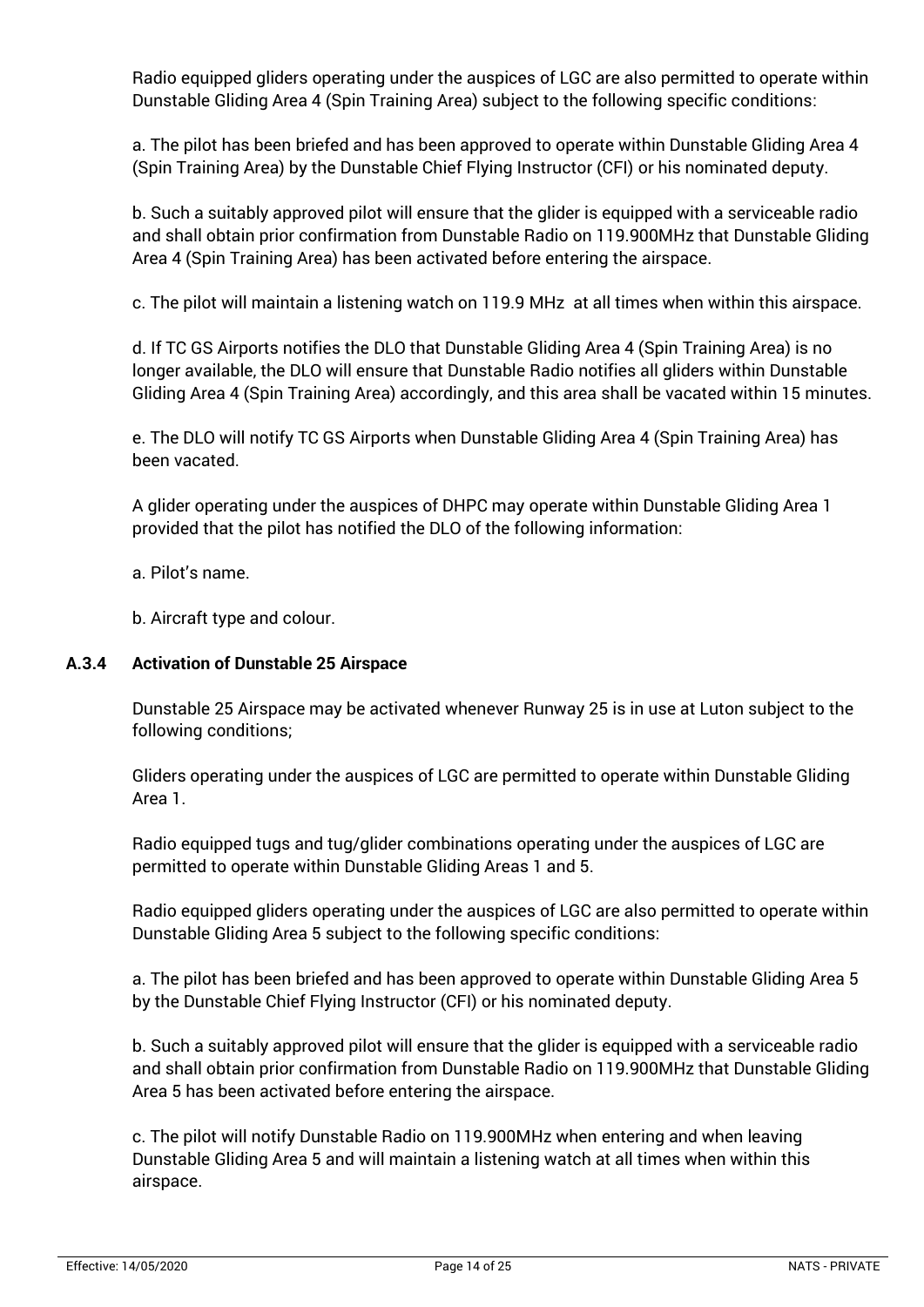Radio equipped gliders operating under the auspices of LGC are also permitted to operate within Dunstable Gliding Area 4 (Spin Training Area) subject to the following specific conditions:

a. The pilot has been briefed and has been approved to operate within Dunstable Gliding Area 4 (Spin Training Area) by the Dunstable Chief Flying Instructor (CFI) or his nominated deputy.

b. Such a suitably approved pilot will ensure that the glider is equipped with a serviceable radio and shall obtain prior confirmation from Dunstable Radio on 119.900MHz that Dunstable Gliding Area 4 (Spin Training Area) has been activated before entering the airspace.

c. The pilot will maintain a listening watch on 119.9 MHz at all times when within this airspace.

d. If TC GS Airports notifies the DLO that Dunstable Gliding Area 4 (Spin Training Area) is no longer available, the DLO will ensure that Dunstable Radio notifies all gliders within Dunstable Gliding Area 4 (Spin Training Area) accordingly, and this area shall be vacated within 15 minutes.

e. The DLO will notify TC GS Airports when Dunstable Gliding Area 4 (Spin Training Area) has been vacated.

A glider operating under the auspices of DHPC may operate within Dunstable Gliding Area 1 provided that the pilot has notified the DLO of the following information:

a. Pilot's name.

b. Aircraft type and colour.

### A.3.4 Activation of Dunstable 25 Airspace

Dunstable 25 Airspace may be activated whenever Runway 25 is in use at Luton subject to the following conditions;

Gliders operating under the auspices of LGC are permitted to operate within Dunstable Gliding Area 1.

Radio equipped tugs and tug/glider combinations operating under the auspices of LGC are permitted to operate within Dunstable Gliding Areas 1 and 5.

Radio equipped gliders operating under the auspices of LGC are also permitted to operate within Dunstable Gliding Area 5 subject to the following specific conditions:

a. The pilot has been briefed and has been approved to operate within Dunstable Gliding Area 5 by the Dunstable Chief Flying Instructor (CFI) or his nominated deputy.

b. Such a suitably approved pilot will ensure that the glider is equipped with a serviceable radio and shall obtain prior confirmation from Dunstable Radio on 119.900MHz that Dunstable Gliding Area 5 has been activated before entering the airspace.

c. The pilot will notify Dunstable Radio on 119.900MHz when entering and when leaving Dunstable Gliding Area 5 and will maintain a listening watch at all times when within this airspace.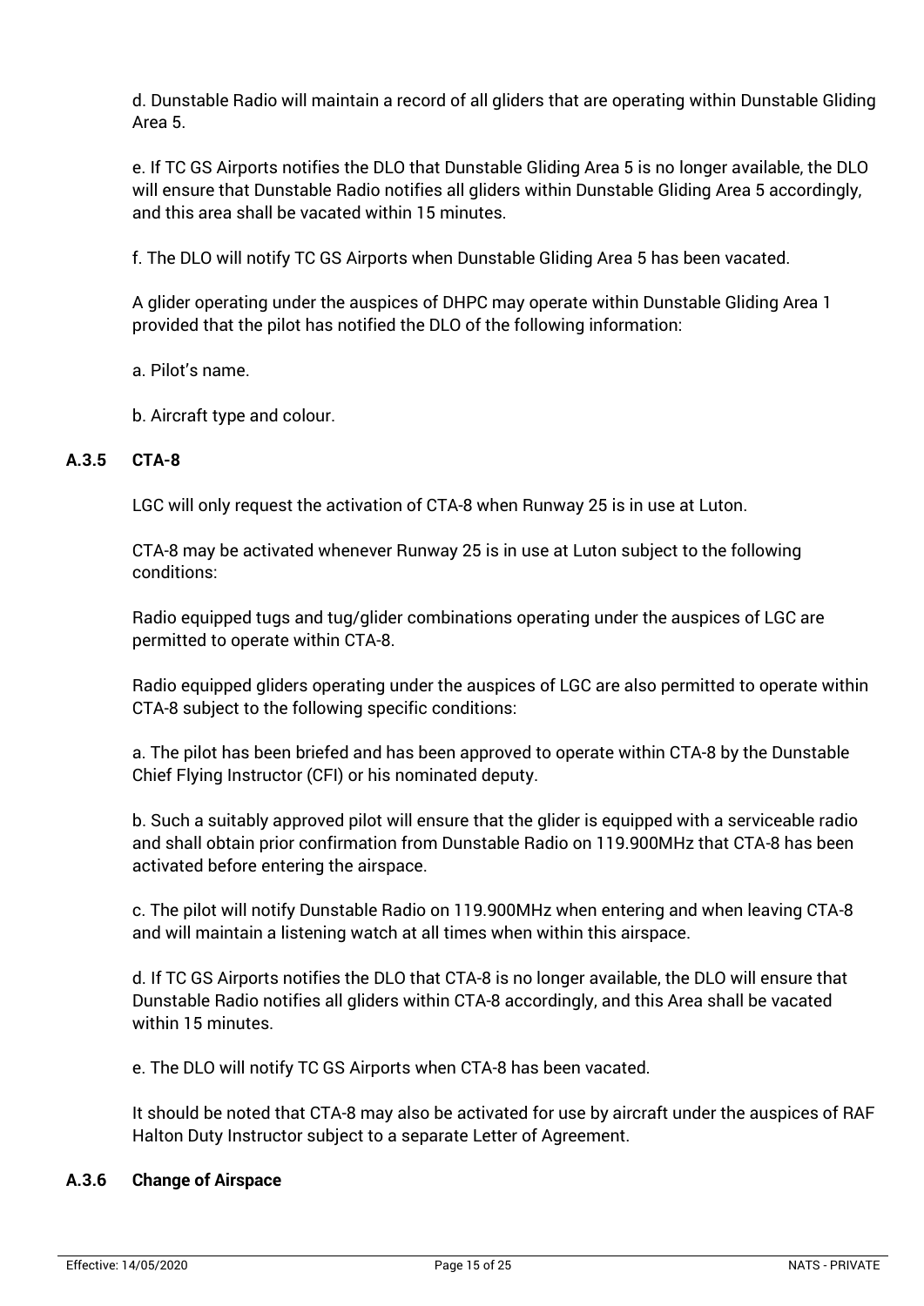d. Dunstable Radio will maintain a record of all gliders that are operating within Dunstable Gliding Area 5.

e. If TC GS Airports notifies the DLO that Dunstable Gliding Area 5 is no longer available, the DLO will ensure that Dunstable Radio notifies all gliders within Dunstable Gliding Area 5 accordingly, and this area shall be vacated within 15 minutes.

f. The DLO will notify TC GS Airports when Dunstable Gliding Area 5 has been vacated.

A glider operating under the auspices of DHPC may operate within Dunstable Gliding Area 1 provided that the pilot has notified the DLO of the following information:

a. Pilot's name.

b. Aircraft type and colour.

### A.3.5 CTA-8

LGC will only request the activation of CTA-8 when Runway 25 is in use at Luton.

CTA-8 may be activated whenever Runway 25 is in use at Luton subject to the following conditions:

Radio equipped tugs and tug/glider combinations operating under the auspices of LGC are permitted to operate within CTA-8.

Radio equipped gliders operating under the auspices of LGC are also permitted to operate within CTA-8 subject to the following specific conditions:

a. The pilot has been briefed and has been approved to operate within CTA-8 by the Dunstable Chief Flying Instructor (CFI) or his nominated deputy.

b. Such a suitably approved pilot will ensure that the glider is equipped with a serviceable radio and shall obtain prior confirmation from Dunstable Radio on 119.900MHz that CTA-8 has been activated before entering the airspace.

c. The pilot will notify Dunstable Radio on 119.900MHz when entering and when leaving CTA-8 and will maintain a listening watch at all times when within this airspace.

d. If TC GS Airports notifies the DLO that CTA-8 is no longer available, the DLO will ensure that Dunstable Radio notifies all gliders within CTA-8 accordingly, and this Area shall be vacated within 15 minutes.

e. The DLO will notify TC GS Airports when CTA-8 has been vacated.

It should be noted that CTA-8 may also be activated for use by aircraft under the auspices of RAF Halton Duty Instructor subject to a separate Letter of Agreement.

### A.3.6 Change of Airspace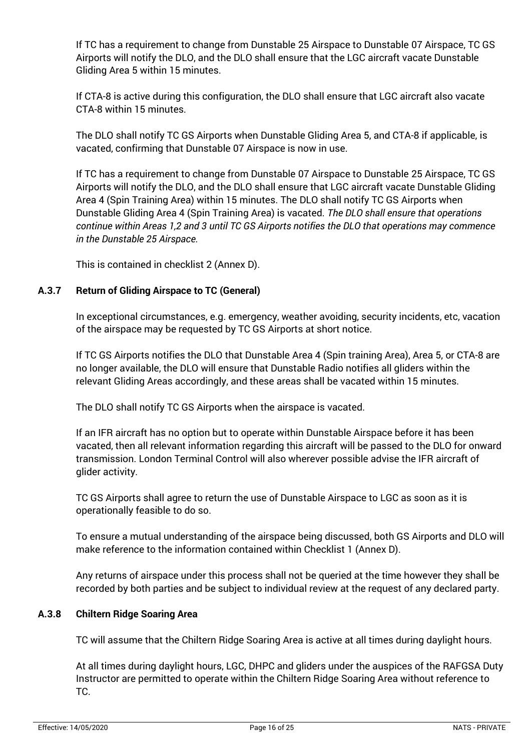If TC has a requirement to change from Dunstable 25 Airspace to Dunstable 07 Airspace, TC GS Airports will notify the DLO, and the DLO shall ensure that the LGC aircraft vacate Dunstable Gliding Area 5 within 15 minutes.

If CTA-8 is active during this configuration, the DLO shall ensure that LGC aircraft also vacate CTA-8 within 15 minutes.

The DLO shall notify TC GS Airports when Dunstable Gliding Area 5, and CTA-8 if applicable, is vacated, confirming that Dunstable 07 Airspace is now in use.

If TC has a requirement to change from Dunstable 07 Airspace to Dunstable 25 Airspace, TC GS Airports will notify the DLO, and the DLO shall ensure that LGC aircraft vacate Dunstable Gliding Area 4 (Spin Training Area) within 15 minutes. The DLO shall notify TC GS Airports when Dunstable Gliding Area 4 (Spin Training Area) is vacated. *The DLO shall ensure that operations continue within Areas 1,2 and 3 until TC GS Airports notifies the DLO that operations may commence in the Dunstable 25 Airspace.*

This is contained in checklist 2 (Annex D).

### A.3.7 Return of Gliding Airspace to TC (General)

In exceptional circumstances, e.g. emergency, weather avoiding, security incidents, etc, vacation of the airspace may be requested by TC GS Airports at short notice.

If TC GS Airports notifies the DLO that Dunstable Area 4 (Spin training Area), Area 5, or CTA-8 are no longer available, the DLO will ensure that Dunstable Radio notifies all gliders within the relevant Gliding Areas accordingly, and these areas shall be vacated within 15 minutes.

The DLO shall notify TC GS Airports when the airspace is vacated.

If an IFR aircraft has no option but to operate within Dunstable Airspace before it has been vacated, then all relevant information regarding this aircraft will be passed to the DLO for onward transmission. London Terminal Control will also wherever possible advise the IFR aircraft of glider activity.

TC GS Airports shall agree to return the use of Dunstable Airspace to LGC as soon as it is operationally feasible to do so.

To ensure a mutual understanding of the airspace being discussed, both GS Airports and DLO will make reference to the information contained within Checklist 1 (Annex D).

Any returns of airspace under this process shall not be queried at the time however they shall be recorded by both parties and be subject to individual review at the request of any declared party.

### A.3.8 Chiltern Ridge Soaring Area

TC will assume that the Chiltern Ridge Soaring Area is active at all times during daylight hours.

At all times during daylight hours, LGC, DHPC and gliders under the auspices of the RAFGSA Duty Instructor are permitted to operate within the Chiltern Ridge Soaring Area without reference to TC.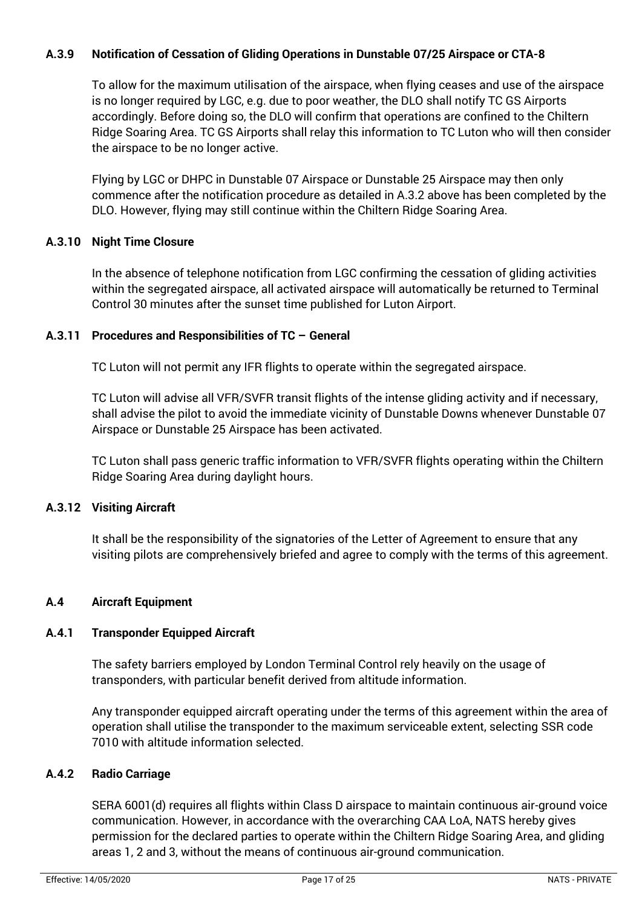#### A.3.9 Notification of Cessation of Gliding Operations in Dunstable 07/25 Airspace or CTA-8

To allow for the maximum utilisation of the airspace, when flying ceases and use of the airspace is no longer required by LGC, e.g. due to poor weather, the DLO shall notify TC GS Airports accordingly. Before doing so, the DLO will confirm that operations are confined to the Chiltern Ridge Soaring Area. TC GS Airports shall relay this information to TC Luton who will then consider the airspace to be no longer active.

Flying by LGC or DHPC in Dunstable 07 Airspace or Dunstable 25 Airspace may then only commence after the notification procedure as detailed in A.3.2 above has been completed by the DLO. However, flying may still continue within the Chiltern Ridge Soaring Area.

#### A.3.10 Night Time Closure

In the absence of telephone notification from LGC confirming the cessation of gliding activities within the segregated airspace, all activated airspace will automatically be returned to Terminal Control 30 minutes after the sunset time published for Luton Airport.

#### A.3.11 Procedures and Responsibilities of TC – General

TC Luton will not permit any IFR flights to operate within the segregated airspace.

TC Luton will advise all VFR/SVFR transit flights of the intense gliding activity and if necessary, shall advise the pilot to avoid the immediate vicinity of Dunstable Downs whenever Dunstable 07 Airspace or Dunstable 25 Airspace has been activated.

TC Luton shall pass generic traffic information to VFR/SVFR flights operating within the Chiltern Ridge Soaring Area during daylight hours.

#### A.3.12 Visiting Aircraft

It shall be the responsibility of the signatories of the Letter of Agreement to ensure that any visiting pilots are comprehensively briefed and agree to comply with the terms of this agreement.

### A.4 Aircraft Equipment

#### A.4.1 Transponder Equipped Aircraft

The safety barriers employed by London Terminal Control rely heavily on the usage of transponders, with particular benefit derived from altitude information.

Any transponder equipped aircraft operating under the terms of this agreement within the area of operation shall utilise the transponder to the maximum serviceable extent, selecting SSR code 7010 with altitude information selected.

#### A.4.2 Radio Carriage

SERA 6001(d) requires all flights within Class D airspace to maintain continuous air-ground voice communication. However, in accordance with the overarching CAA LoA, NATS hereby gives permission for the declared parties to operate within the Chiltern Ridge Soaring Area, and gliding areas 1, 2 and 3, without the means of continuous air-ground communication.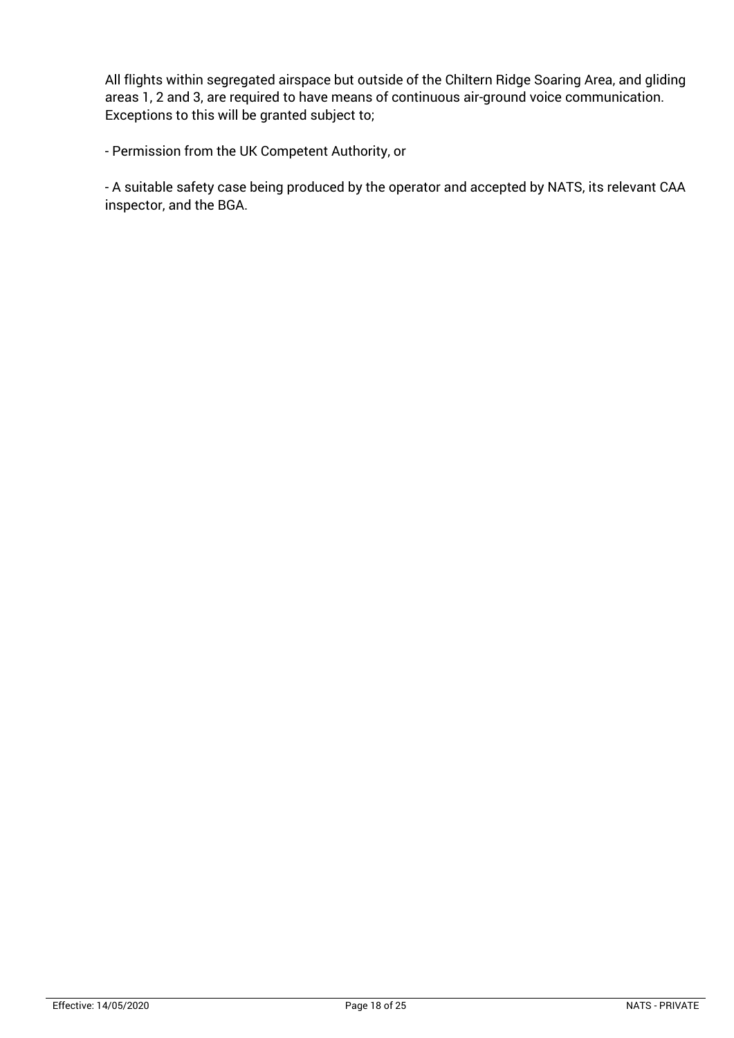All flights within segregated airspace but outside of the Chiltern Ridge Soaring Area, and gliding areas 1, 2 and 3, are required to have means of continuous air-ground voice communication. Exceptions to this will be granted subject to;

- Permission from the UK Competent Authority, or

- A suitable safety case being produced by the operator and accepted by NATS, its relevant CAA inspector, and the BGA.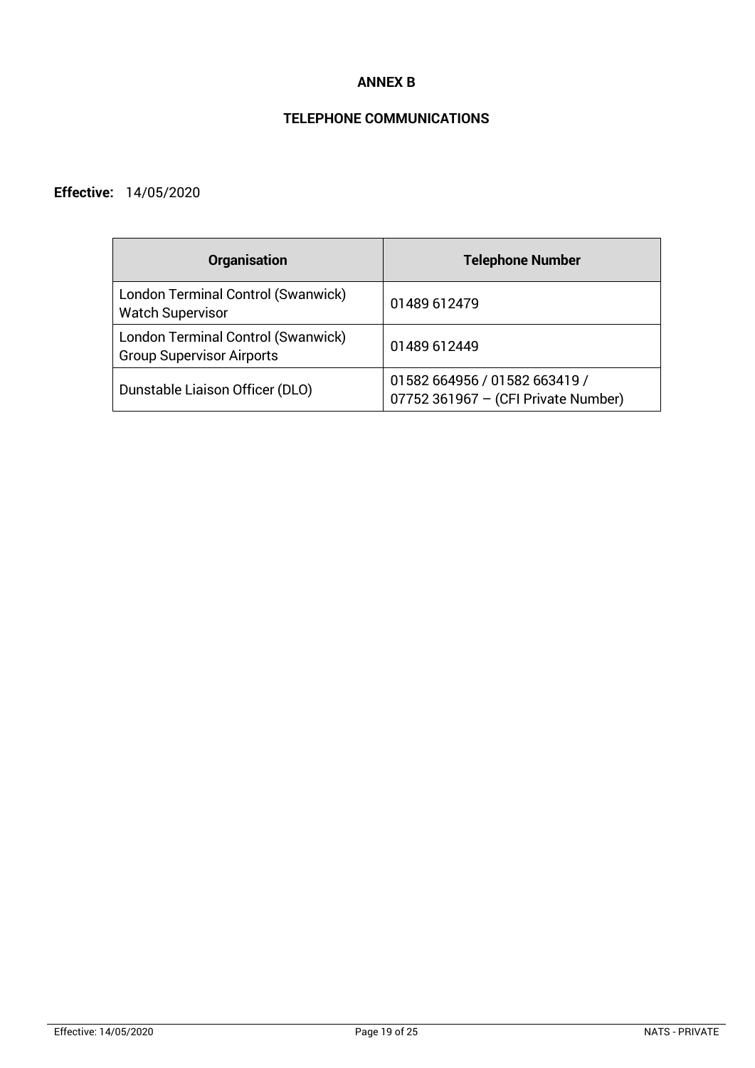# ANNEX B

## TELEPHONE COMMUNICATIONS

**Effective:** 14/05/2020

| Organisation | Telephone Number |
|---|---|
| London Terminal Control (Swanwick) Watch Supervisor | 01489 612479 |
| London Terminal Control (Swanwick) Group Supervisor Airports | 01489 612449 |
| Dunstable Liaison Officer (DLO) | 01582 664956 / 01582 663419 / 07752 361967 – (CFI Private Number) |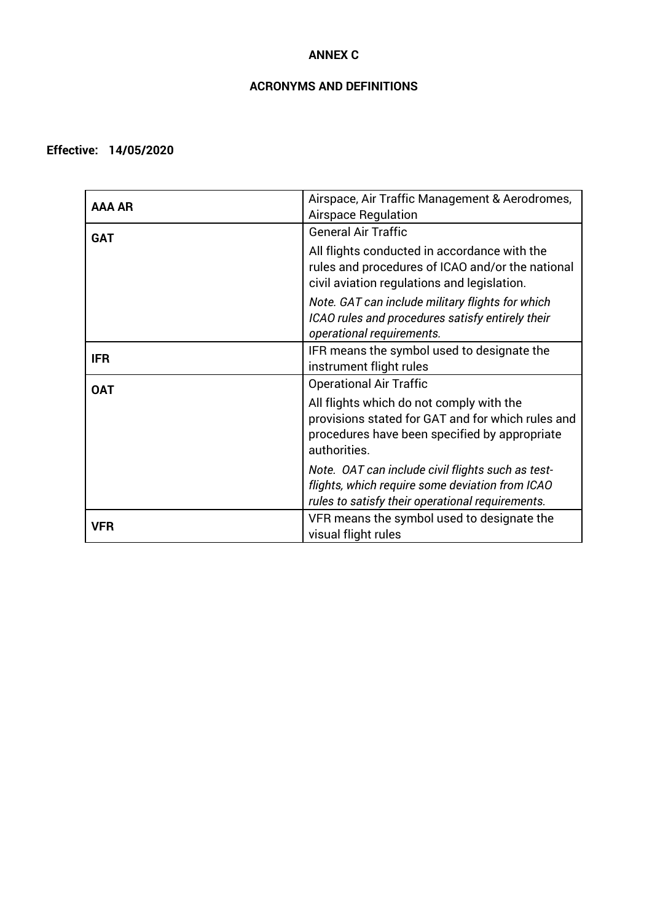**ANNEX C**

**ACRONYMS AND DEFINITIONS**

**Effective: 14/05/2020**

| | |
|---|---|
| **AAA AR** | Airspace, Air Traffic Management & Aerodromes, Airspace Regulation |
| **GAT** | General Air Traffic<br><br>All flights conducted in accordance with the rules and procedures of ICAO and/or the national civil aviation regulations and legislation.<br><br>*Note. GAT can include military flights for which ICAO rules and procedures satisfy entirely their operational requirements.* |
| **IFR** | IFR means the symbol used to designate the instrument flight rules |
| **OAT** | Operational Air Traffic<br><br>All flights which do not comply with the provisions stated for GAT and for which rules and procedures have been specified by appropriate authorities.<br><br>*Note. OAT can include civil flights such as test-flights, which require some deviation from ICAO rules to satisfy their operational requirements.* |
| **VFR** | VFR means the symbol used to designate the visual flight rules |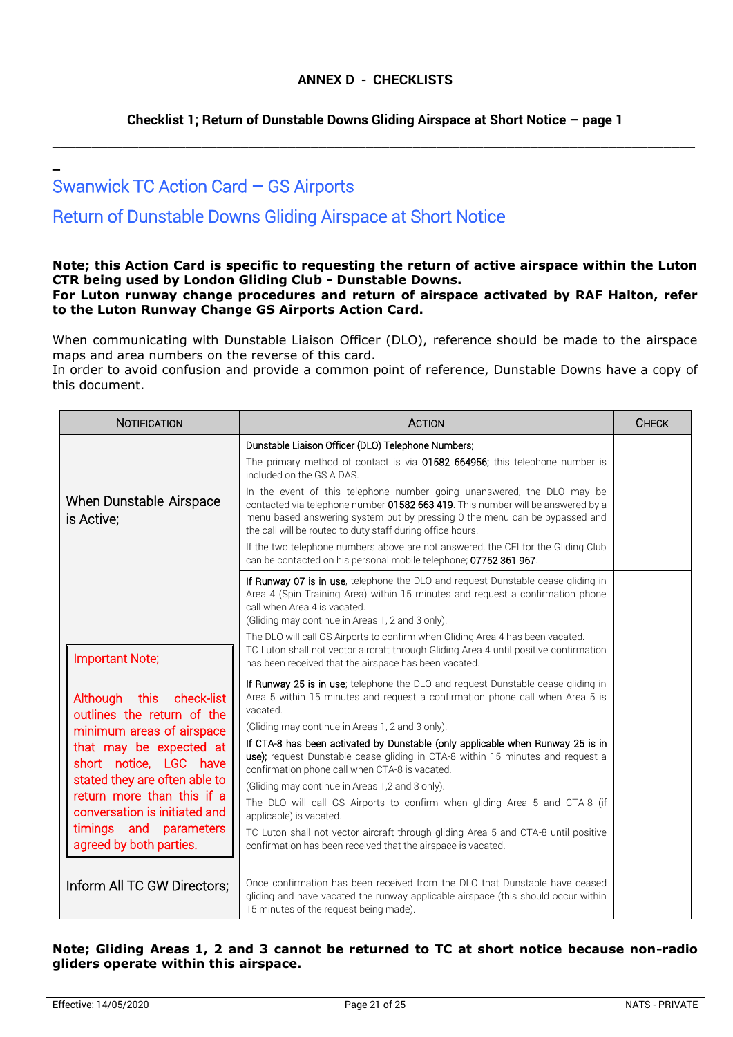## ANNEX D - CHECKLISTS

### Checklist 1; Return of Dunstable Downs Gliding Airspace at Short Notice – page 1

# Swanwick TC Action Card – GS Airports

# Return of Dunstable Downs Gliding Airspace at Short Notice

**Note; this Action Card is specific to requesting the return of active airspace within the Luton CTR being used by London Gliding Club - Dunstable Downs.**
**For Luton runway change procedures and return of airspace activated by RAF Halton, refer to the Luton Runway Change GS Airports Action Card.**

When communicating with Dunstable Liaison Officer (DLO), reference should be made to the airspace maps and area numbers on the reverse of this card.
In order to avoid confusion and provide a common point of reference, Dunstable Downs have a copy of this document.

| NOTIFICATION | ACTION | CHECK |
|---|---|---|
| When Dunstable Airspace is Active; | Dunstable Liaison Officer (DLO) Telephone Numbers;<br><br>The primary method of contact is via **01582 664956**; this telephone number is included on the GS A DAS.<br><br>In the event of this telephone number going unanswered, the DLO may be contacted via telephone number **01582 663 419**. This number will be answered by a menu based answering system but by pressing 0 the menu can be bypassed and the call will be routed to duty staff during office hours.<br><br>If the two telephone numbers above are not answered, the CFI for the Gliding Club can be contacted on his personal mobile telephone; **07752 361 967**. | |
| Important Note;<br><br>Although this check-list outlines the return of the minimum areas of airspace that may be expected at short notice, LGC have stated they are often able to return more than this if a conversation is initiated and timings and parameters agreed by both parties. | **If Runway 07 is in use**, telephone the DLO and request Dunstable cease gliding in Area 4 (Spin Training Area) within 15 minutes and request a confirmation phone call when Area 4 is vacated.<br>(Gliding may continue in Areas 1, 2 and 3 only).<br><br>The DLO will call GS Airports to confirm when Gliding Area 4 has been vacated.<br>TC Luton shall not vector aircraft through Gliding Area 4 until positive confirmation has been received that the airspace has been vacated. | |
| | **If Runway 25 is in use**; telephone the DLO and request Dunstable cease gliding in Area 5 within 15 minutes and request a confirmation phone call when Area 5 is vacated.<br><br>(Gliding may continue in Areas 1, 2 and 3 only).<br><br>**If CTA-8 has been activated by Dunstable (only applicable when Runway 25 is in use)**; request Dunstable cease gliding in CTA-8 within 15 minutes and request a confirmation phone call when CTA-8 is vacated.<br><br>(Gliding may continue in Areas 1,2 and 3 only).<br><br>The DLO will call GS Airports to confirm when gliding Area 5 and CTA-8 (if applicable) is vacated.<br><br>TC Luton shall not vector aircraft through gliding Area 5 and CTA-8 until positive confirmation has been received that the airspace is vacated. | |
| Inform All TC GW Directors; | Once confirmation has been received from the DLO that Dunstable have ceased gliding and have vacated the runway applicable airspace (this should occur within 15 minutes of the request being made). | |

**Note; Gliding Areas 1, 2 and 3 cannot be returned to TC at short notice because non-radio gliders operate within this airspace.**

Effective: 14/05/2020 NATS - PRIVATE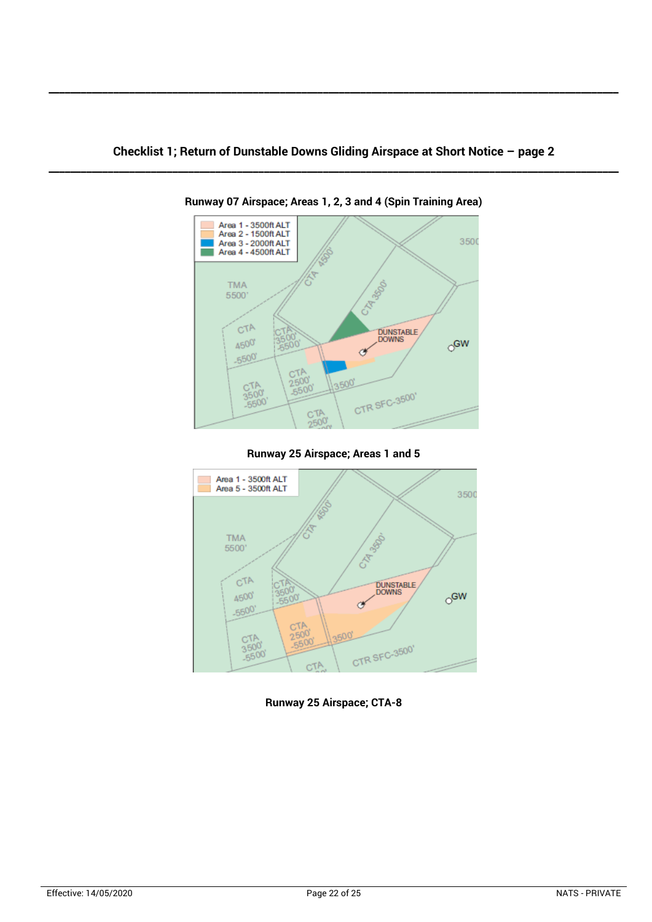## Checklist 1; Return of Dunstable Downs Gliding Airspace at Short Notice – page 2

**Runway 07 Airspace; Areas 1, 2, 3 and 4 (Spin Training Area)**

Area 1 - 3500ft ALT
Area 2 - 1500ft ALT
Area 3 - 2000ft ALT
Area 4 - 4500ft ALT

**Runway 25 Airspace; Areas 1 and 5**

Area 1 - 3500ft ALT
Area 5 - 3500ft ALT

**Runway 25 Airspace; CTA-8**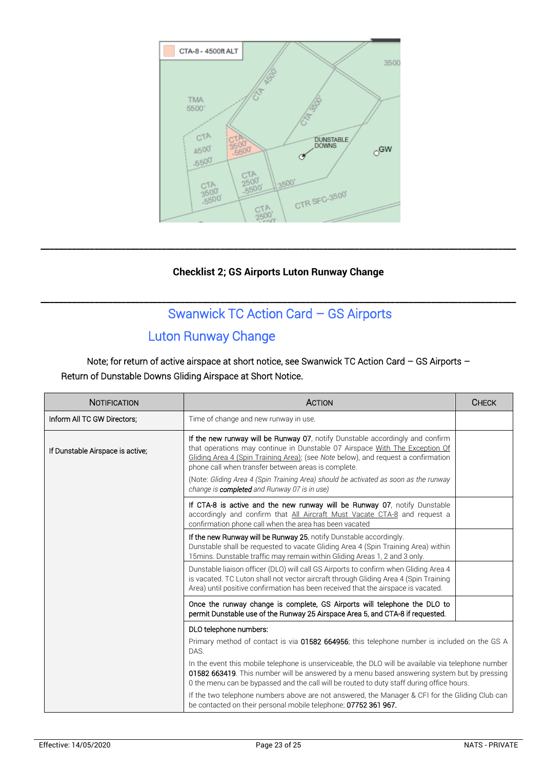**Checklist 2; GS Airports Luton Runway Change**

## Swanwick TC Action Card – GS Airports Luton Runway Change

Note; for return of active airspace at short notice, see Swanwick TC Action Card – GS Airports – Return of Dunstable Downs Gliding Airspace at Short Notice.

| NOTIFICATION | ACTION | CHECK |
|---|---|---|
| Inform All TC GW Directors; | Time of change and new runway in use. | |
| If Dunstable Airspace is active; | If the new runway will be Runway 07, notify Dunstable accordingly and confirm that operations may continue in Dunstable 07 Airspace With The Exception Of Gliding Area 4 (Spin Training Area); (see *Note* below), and request a confirmation phone call when transfer between areas is complete.<br>(Note: *Gliding Area 4 (Spin Training Area) should be activated as soon as the runway change is* ***completed*** *and Runway 07 is in use)* | |
| | If CTA-8 is active and the new runway will be Runway 07, notify Dunstable accordingly and confirm that All Aircraft Must Vacate CTA-8 and request a confirmation phone call when the area has been vacated | |
| | If the new Runway will be Runway 25, notify Dunstable accordingly.<br>Dunstable shall be requested to vacate Gliding Area 4 (Spin Training Area) within 15mins. Dunstable traffic may remain within Gliding Areas 1, 2 and 3 only. | |
| | Dunstable liaison officer (DLO) will call GS Airports to confirm when Gliding Area 4 is vacated. TC Luton shall not vector aircraft through Gliding Area 4 (Spin Training Area) until positive confirmation has been received that the airspace is vacated. | |
| | Once the runway change is complete, GS Airports will telephone the DLO to permit Dunstable use of the Runway 25 Airspace Area 5, and CTA-8 if requested. | |
| | DLO telephone numbers:<br>Primary method of contact is via 01582 664956; this telephone number is included on the GS A DAS.<br>In the event this mobile telephone is unserviceable, the DLO will be available via telephone number 01582 663419. This number will be answered by a menu based answering system but by pressing 0 the menu can be bypassed and the call will be routed to duty staff during office hours.<br>If the two telephone numbers above are not answered, the Manager & CFI for the Gliding Club can be contacted on their personal mobile telephone; 07752 361 967. | |

Effective: 14/05/2020 NATS - PRIVATE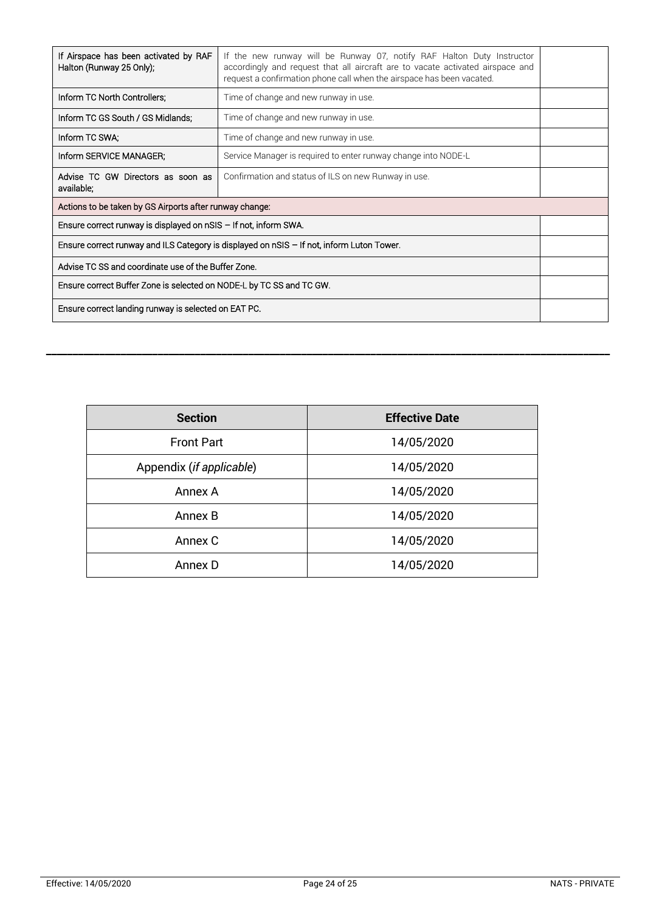| | | |
|---|---|---|
| If Airspace has been activated by RAF Halton (Runway 25 Only); | If the new runway will be Runway 07, notify RAF Halton Duty Instructor accordingly and request that all aircraft are to vacate activated airspace and request a confirmation phone call when the airspace has been vacated. | |
| Inform TC North Controllers; | Time of change and new runway in use. | |
| Inform TC GS South / GS Midlands; | Time of change and new runway in use. | |
| Inform TC SWA; | Time of change and new runway in use. | |
| Inform SERVICE MANAGER; | Service Manager is required to enter runway change into NODE-L | |
| Advise TC GW Directors as soon as available; | Confirmation and status of ILS on new Runway in use. | |
| Actions to be taken by GS Airports after runway change: | | |
| Ensure correct runway is displayed on nSIS – If not, inform SWA. | | |
| Ensure correct runway and ILS Category is displayed on nSIS – If not, inform Luton Tower. | | |
| Advise TC SS and coordinate use of the Buffer Zone. | | |
| Ensure correct Buffer Zone is selected on NODE-L by TC SS and TC GW. | | |
| Ensure correct landing runway is selected on EAT PC. | | |

---

| Section | Effective Date |
|---|---|
| Front Part | 14/05/2020 |
| Appendix (*if applicable*) | 14/05/2020 |
| Annex A | 14/05/2020 |
| Annex B | 14/05/2020 |
| Annex C | 14/05/2020 |
| Annex D | 14/05/2020 |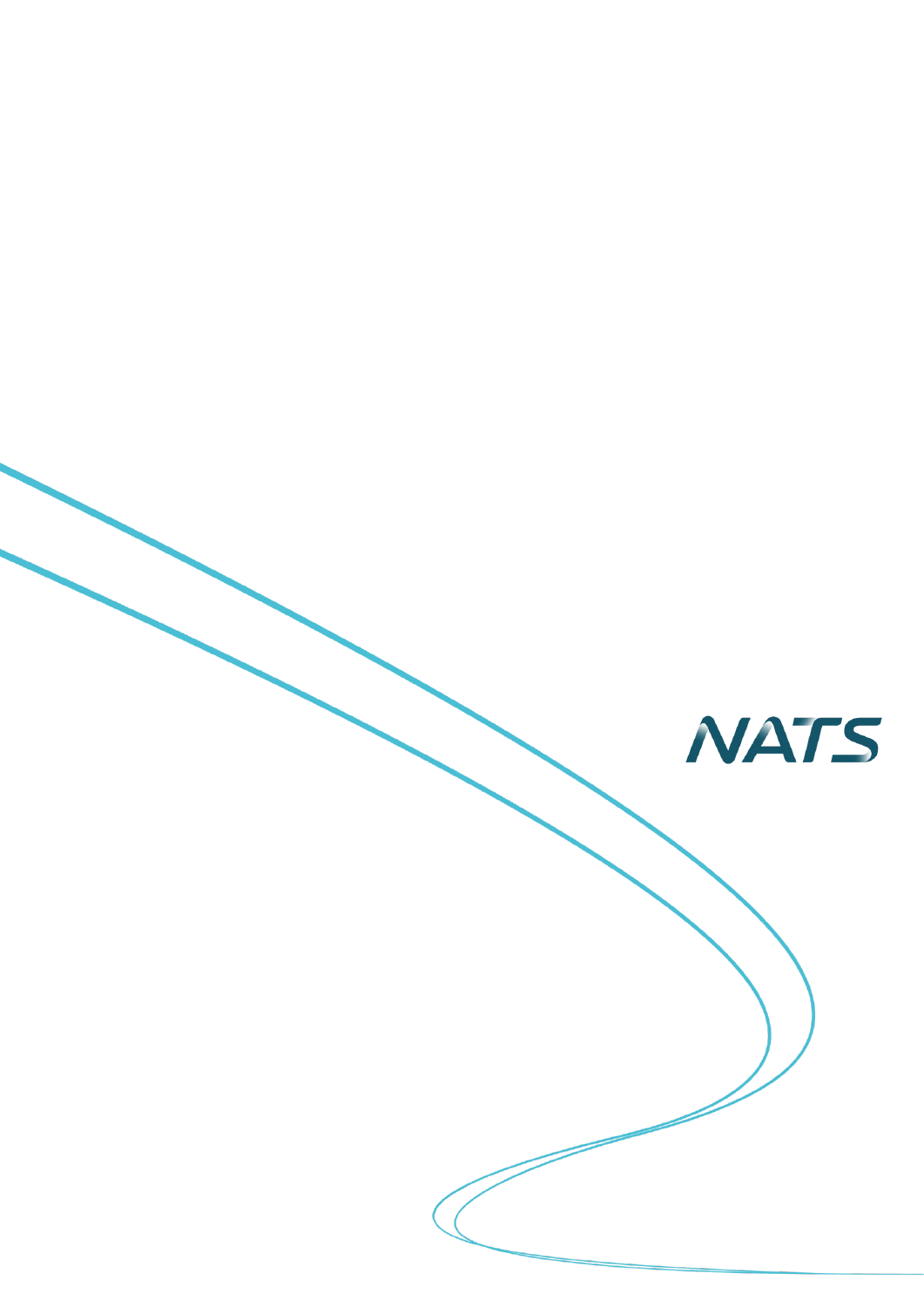NATS